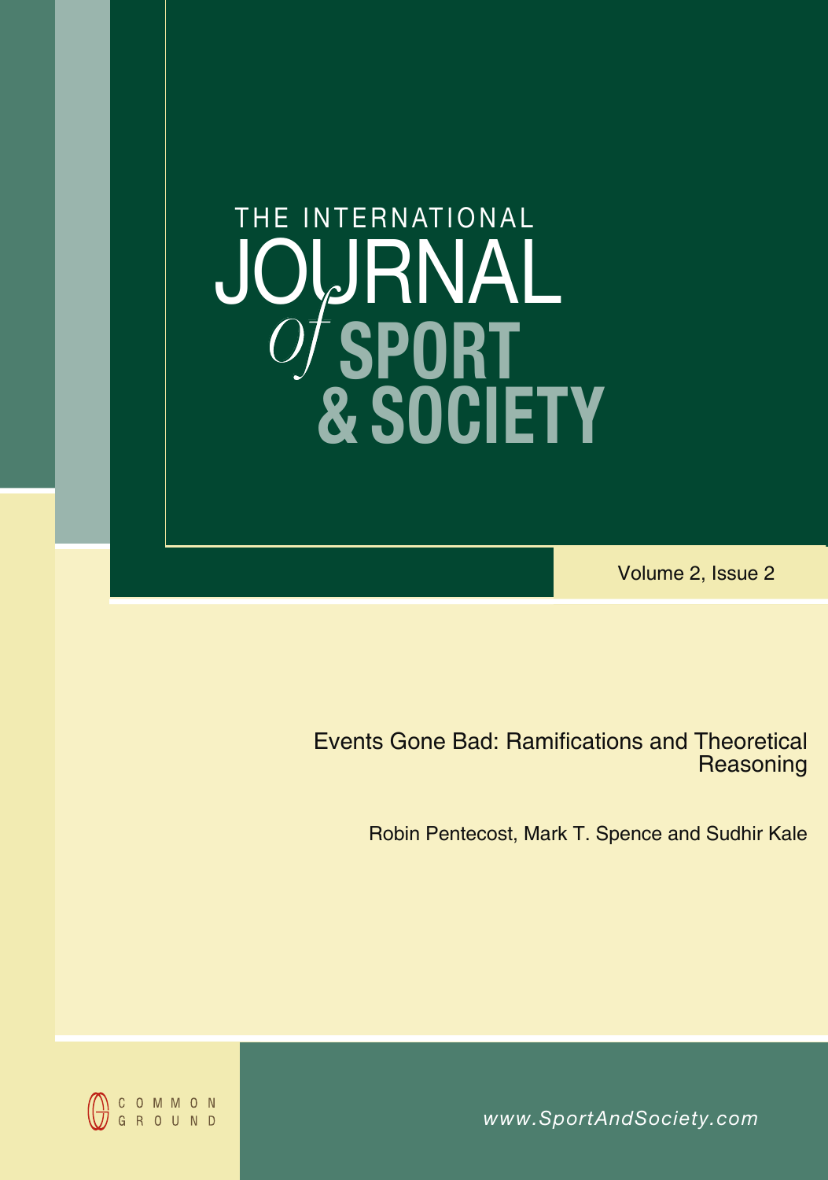# THE INTERNATIONAL JOURNAL *of* SPORT & SOCIETY

Volume 2, Issue 2

## Events Gone Bad: Ramifications and Theoretical Reasoning

Robin Pentecost, Mark T. Spence and Sudhir Kale

COMMON GROUND

www.SportAndSociety.com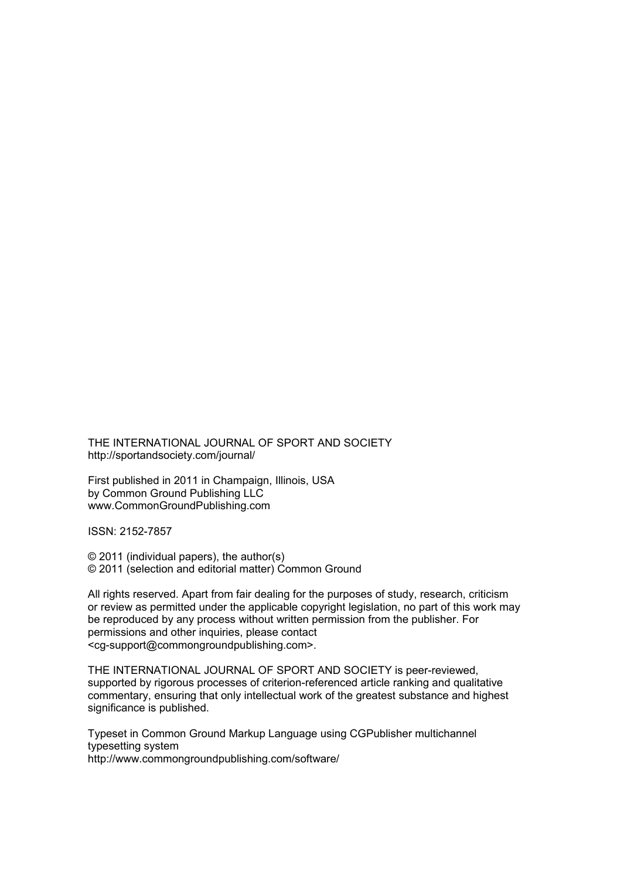THE INTERNATIONAL JOURNAL OF SPORT AND SOCIETY
http://sportandsociety.com/journal/

First published in 2011 in Champaign, Illinois, USA
by Common Ground Publishing LLC
www.CommonGroundPublishing.com

ISSN: 2152-7857

© 2011 (individual papers), the author(s)
© 2011 (selection and editorial matter) Common Ground

All rights reserved. Apart from fair dealing for the purposes of study, research, criticism or review as permitted under the applicable copyright legislation, no part of this work may be reproduced by any process without written permission from the publisher. For permissions and other inquiries, please contact
<cg-support@commongroundpublishing.com>.

THE INTERNATIONAL JOURNAL OF SPORT AND SOCIETY is peer-reviewed, supported by rigorous processes of criterion-referenced article ranking and qualitative commentary, ensuring that only intellectual work of the greatest substance and highest significance is published.

Typeset in Common Ground Markup Language using CGPublisher multichannel typesetting system
http://www.commongroundpublishing.com/software/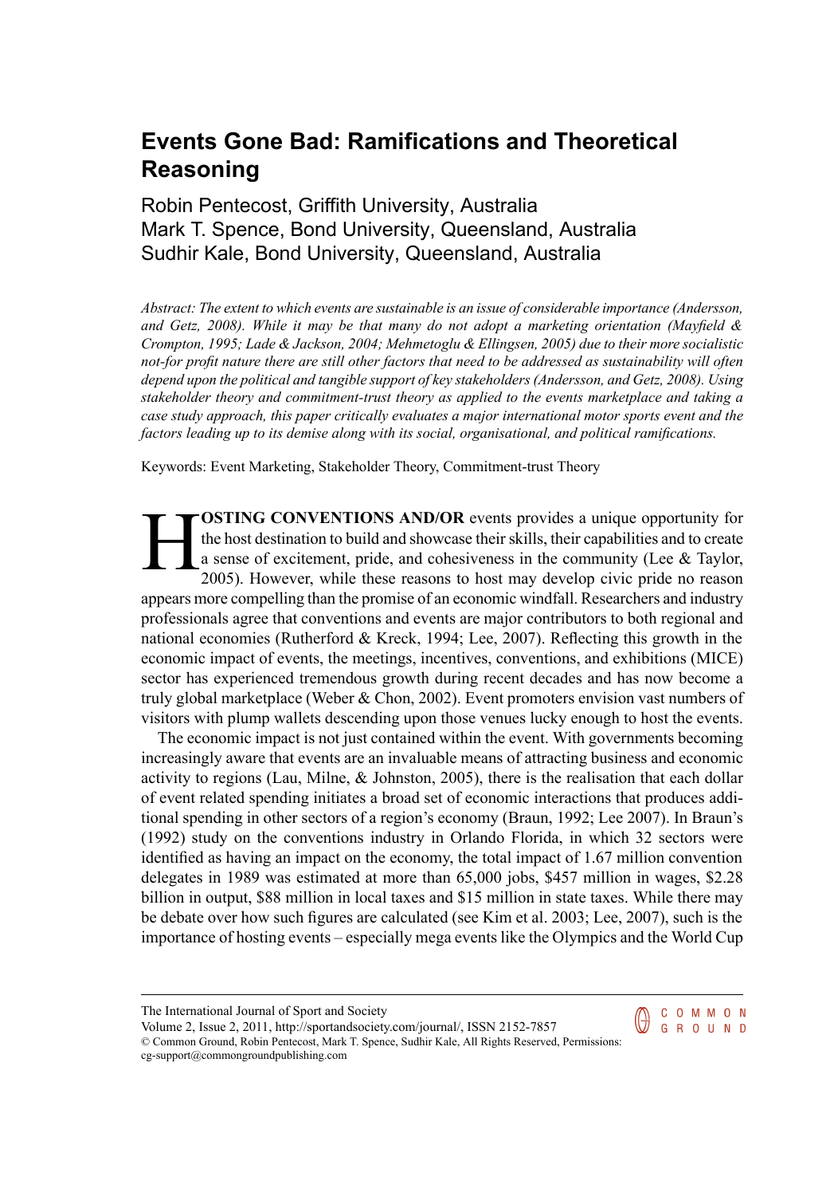# Events Gone Bad: Ramifications and Theoretical Reasoning

Robin Pentecost, Griffith University, Australia
Mark T. Spence, Bond University, Queensland, Australia
Sudhir Kale, Bond University, Queensland, Australia

*Abstract: The extent to which events are sustainable is an issue of considerable importance (Andersson, and Getz, 2008). While it may be that many do not adopt a marketing orientation (Mayfield & Crompton, 1995; Lade & Jackson, 2004; Mehmetoglu & Ellingsen, 2005) due to their more socialistic not-for profit nature there are still other factors that need to be addressed as sustainability will often depend upon the political and tangible support of key stakeholders (Andersson, and Getz, 2008). Using stakeholder theory and commitment-trust theory as applied to the events marketplace and taking a case study approach, this paper critically evaluates a major international motor sports event and the factors leading up to its demise along with its social, organisational, and political ramifications.*

Keywords: Event Marketing, Stakeholder Theory, Commitment-trust Theory

**HOSTING CONVENTIONS AND/OR** events provides a unique opportunity for the host destination to build and showcase their skills, their capabilities and to create a sense of excitement, pride, and cohesiveness in the community (Lee & Taylor, 2005). However, while these reasons to host may develop civic pride no reason appears more compelling than the promise of an economic windfall. Researchers and industry professionals agree that conventions and events are major contributors to both regional and national economies (Rutherford & Kreck, 1994; Lee, 2007). Reflecting this growth in the economic impact of events, the meetings, incentives, conventions, and exhibitions (MICE) sector has experienced tremendous growth during recent decades and has now become a truly global marketplace (Weber & Chon, 2002). Event promoters envision vast numbers of visitors with plump wallets descending upon those venues lucky enough to host the events.

The economic impact is not just contained within the event. With governments becoming increasingly aware that events are an invaluable means of attracting business and economic activity to regions (Lau, Milne, & Johnston, 2005), there is the realisation that each dollar of event related spending initiates a broad set of economic interactions that produces additional spending in other sectors of a region's economy (Braun, 1992; Lee 2007). In Braun's (1992) study on the conventions industry in Orlando Florida, in which 32 sectors were identified as having an impact on the economy, the total impact of 1.67 million convention delegates in 1989 was estimated at more than 65,000 jobs, $457 million in wages, $2.28 billion in output, $88 million in local taxes and $15 million in state taxes. While there may be debate over how such figures are calculated (see Kim et al. 2003; Lee, 2007), such is the importance of hosting events – especially mega events like the Olympics and the World Cup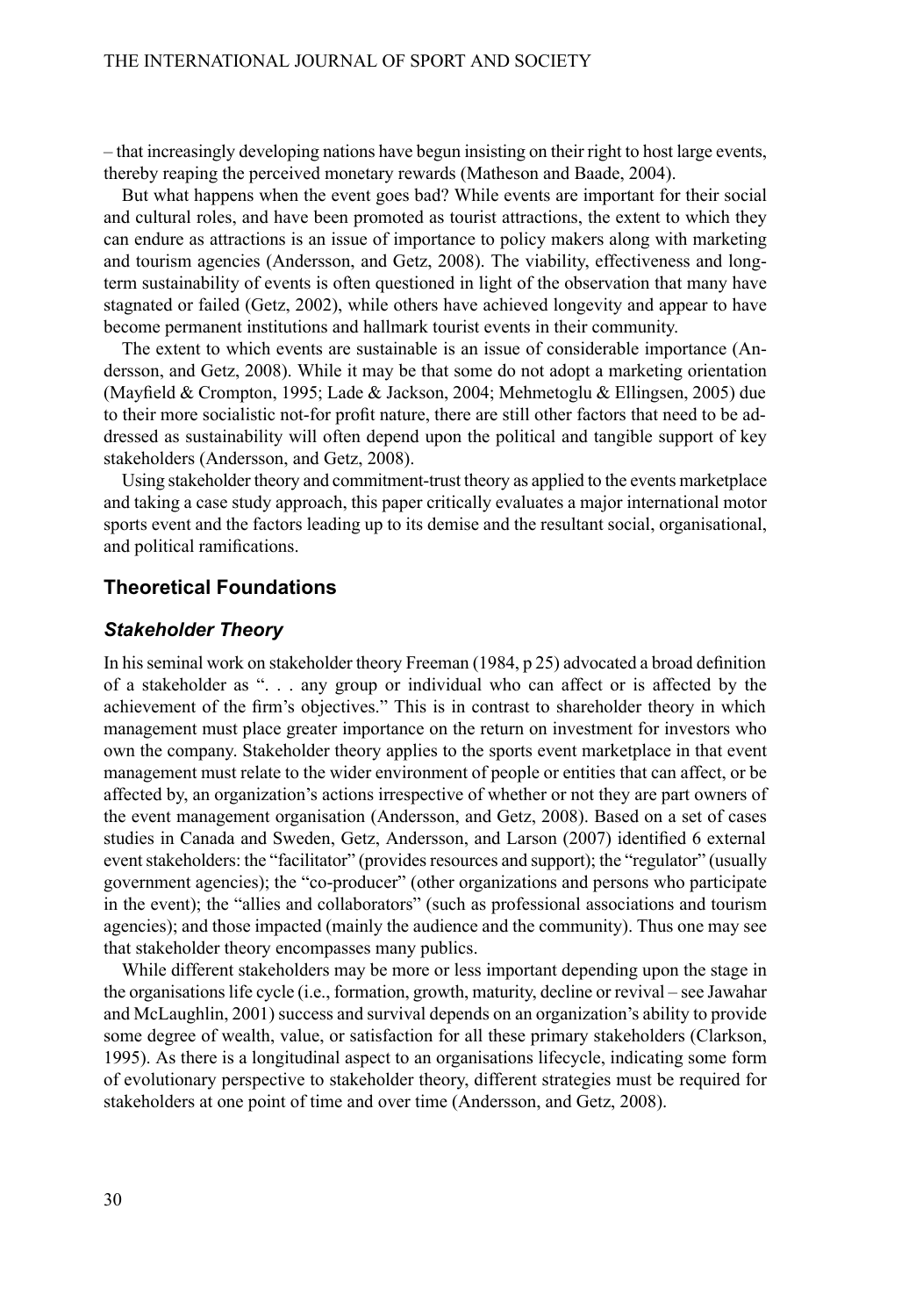– that increasingly developing nations have begun insisting on their right to host large events, thereby reaping the perceived monetary rewards (Matheson and Baade, 2004).

But what happens when the event goes bad? While events are important for their social and cultural roles, and have been promoted as tourist attractions, the extent to which they can endure as attractions is an issue of importance to policy makers along with marketing and tourism agencies (Andersson, and Getz, 2008). The viability, effectiveness and long-term sustainability of events is often questioned in light of the observation that many have stagnated or failed (Getz, 2002), while others have achieved longevity and appear to have become permanent institutions and hallmark tourist events in their community.

The extent to which events are sustainable is an issue of considerable importance (Andersson, and Getz, 2008). While it may be that some do not adopt a marketing orientation (Mayfield & Crompton, 1995; Lade & Jackson, 2004; Mehmetoglu & Ellingsen, 2005) due to their more socialistic not-for profit nature, there are still other factors that need to be addressed as sustainability will often depend upon the political and tangible support of key stakeholders (Andersson, and Getz, 2008).

Using stakeholder theory and commitment-trust theory as applied to the events marketplace and taking a case study approach, this paper critically evaluates a major international motor sports event and the factors leading up to its demise and the resultant social, organisational, and political ramifications.

## Theoretical Foundations

### *Stakeholder Theory*

In his seminal work on stakeholder theory Freeman (1984, p 25) advocated a broad definition of a stakeholder as ". . . any group or individual who can affect or is affected by the achievement of the firm's objectives." This is in contrast to shareholder theory in which management must place greater importance on the return on investment for investors who own the company. Stakeholder theory applies to the sports event marketplace in that event management must relate to the wider environment of people or entities that can affect, or be affected by, an organization's actions irrespective of whether or not they are part owners of the event management organisation (Andersson, and Getz, 2008). Based on a set of cases studies in Canada and Sweden, Getz, Andersson, and Larson (2007) identified 6 external event stakeholders: the "facilitator" (provides resources and support); the "regulator" (usually government agencies); the "co-producer" (other organizations and persons who participate in the event); the "allies and collaborators" (such as professional associations and tourism agencies); and those impacted (mainly the audience and the community). Thus one may see that stakeholder theory encompasses many publics.

While different stakeholders may be more or less important depending upon the stage in the organisations life cycle (i.e., formation, growth, maturity, decline or revival – see Jawahar and McLaughlin, 2001) success and survival depends on an organization's ability to provide some degree of wealth, value, or satisfaction for all these primary stakeholders (Clarkson, 1995). As there is a longitudinal aspect to an organisations lifecycle, indicating some form of evolutionary perspective to stakeholder theory, different strategies must be required for stakeholders at one point of time and over time (Andersson, and Getz, 2008).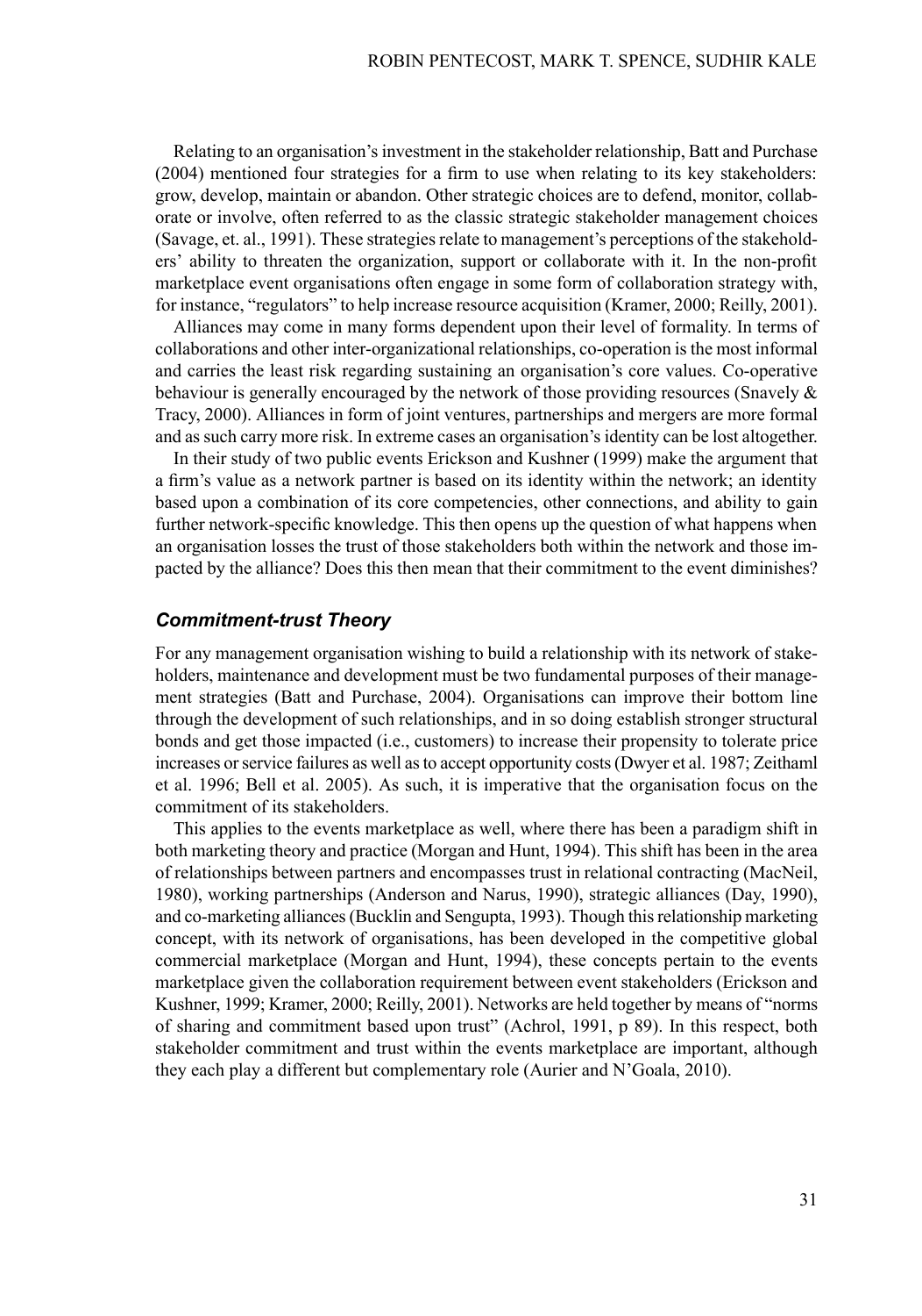Relating to an organisation's investment in the stakeholder relationship, Batt and Purchase (2004) mentioned four strategies for a firm to use when relating to its key stakeholders: grow, develop, maintain or abandon. Other strategic choices are to defend, monitor, collaborate or involve, often referred to as the classic strategic stakeholder management choices (Savage, et. al., 1991). These strategies relate to management's perceptions of the stakeholders' ability to threaten the organization, support or collaborate with it. In the non-profit marketplace event organisations often engage in some form of collaboration strategy with, for instance, "regulators" to help increase resource acquisition (Kramer, 2000; Reilly, 2001).

Alliances may come in many forms dependent upon their level of formality. In terms of collaborations and other inter-organizational relationships, co-operation is the most informal and carries the least risk regarding sustaining an organisation's core values. Co-operative behaviour is generally encouraged by the network of those providing resources (Snavely & Tracy, 2000). Alliances in form of joint ventures, partnerships and mergers are more formal and as such carry more risk. In extreme cases an organisation's identity can be lost altogether.

In their study of two public events Erickson and Kushner (1999) make the argument that a firm's value as a network partner is based on its identity within the network; an identity based upon a combination of its core competencies, other connections, and ability to gain further network-specific knowledge. This then opens up the question of what happens when an organisation losses the trust of those stakeholders both within the network and those impacted by the alliance? Does this then mean that their commitment to the event diminishes?

### *Commitment-trust Theory*

For any management organisation wishing to build a relationship with its network of stakeholders, maintenance and development must be two fundamental purposes of their management strategies (Batt and Purchase, 2004). Organisations can improve their bottom line through the development of such relationships, and in so doing establish stronger structural bonds and get those impacted (i.e., customers) to increase their propensity to tolerate price increases or service failures as well as to accept opportunity costs (Dwyer et al. 1987; Zeithaml et al. 1996; Bell et al. 2005). As such, it is imperative that the organisation focus on the commitment of its stakeholders.

This applies to the events marketplace as well, where there has been a paradigm shift in both marketing theory and practice (Morgan and Hunt, 1994). This shift has been in the area of relationships between partners and encompasses trust in relational contracting (MacNeil, 1980), working partnerships (Anderson and Narus, 1990), strategic alliances (Day, 1990), and co-marketing alliances (Bucklin and Sengupta, 1993). Though this relationship marketing concept, with its network of organisations, has been developed in the competitive global commercial marketplace (Morgan and Hunt, 1994), these concepts pertain to the events marketplace given the collaboration requirement between event stakeholders (Erickson and Kushner, 1999; Kramer, 2000; Reilly, 2001). Networks are held together by means of "norms of sharing and commitment based upon trust" (Achrol, 1991, p 89). In this respect, both stakeholder commitment and trust within the events marketplace are important, although they each play a different but complementary role (Aurier and N'Goala, 2010).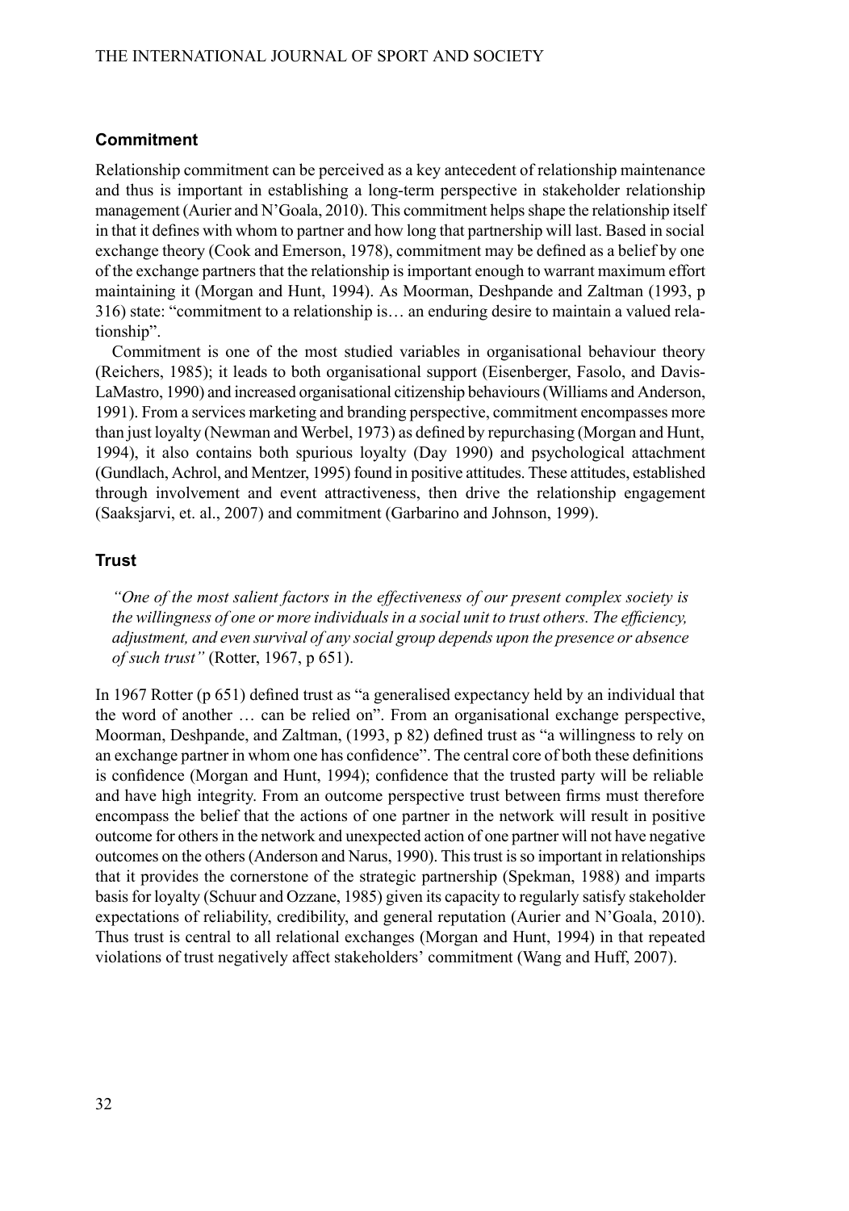## Commitment

Relationship commitment can be perceived as a key antecedent of relationship maintenance and thus is important in establishing a long-term perspective in stakeholder relationship management (Aurier and N'Goala, 2010). This commitment helps shape the relationship itself in that it defines with whom to partner and how long that partnership will last. Based in social exchange theory (Cook and Emerson, 1978), commitment may be defined as a belief by one of the exchange partners that the relationship is important enough to warrant maximum effort maintaining it (Morgan and Hunt, 1994). As Moorman, Deshpande and Zaltman (1993, p 316) state: "commitment to a relationship is… an enduring desire to maintain a valued relationship".

Commitment is one of the most studied variables in organisational behaviour theory (Reichers, 1985); it leads to both organisational support (Eisenberger, Fasolo, and Davis-LaMastro, 1990) and increased organisational citizenship behaviours (Williams and Anderson, 1991). From a services marketing and branding perspective, commitment encompasses more than just loyalty (Newman and Werbel, 1973) as defined by repurchasing (Morgan and Hunt, 1994), it also contains both spurious loyalty (Day 1990) and psychological attachment (Gundlach, Achrol, and Mentzer, 1995) found in positive attitudes. These attitudes, established through involvement and event attractiveness, then drive the relationship engagement (Saaksjarvi, et. al., 2007) and commitment (Garbarino and Johnson, 1999).

## Trust

*"One of the most salient factors in the effectiveness of our present complex society is the willingness of one or more individuals in a social unit to trust others. The efficiency, adjustment, and even survival of any social group depends upon the presence or absence of such trust"* (Rotter, 1967, p 651).

In 1967 Rotter (p 651) defined trust as "a generalised expectancy held by an individual that the word of another … can be relied on". From an organisational exchange perspective, Moorman, Deshpande, and Zaltman, (1993, p 82) defined trust as "a willingness to rely on an exchange partner in whom one has confidence". The central core of both these definitions is confidence (Morgan and Hunt, 1994); confidence that the trusted party will be reliable and have high integrity. From an outcome perspective trust between firms must therefore encompass the belief that the actions of one partner in the network will result in positive outcome for others in the network and unexpected action of one partner will not have negative outcomes on the others (Anderson and Narus, 1990). This trust is so important in relationships that it provides the cornerstone of the strategic partnership (Spekman, 1988) and imparts basis for loyalty (Schuur and Ozzane, 1985) given its capacity to regularly satisfy stakeholder expectations of reliability, credibility, and general reputation (Aurier and N'Goala, 2010). Thus trust is central to all relational exchanges (Morgan and Hunt, 1994) in that repeated violations of trust negatively affect stakeholders' commitment (Wang and Huff, 2007).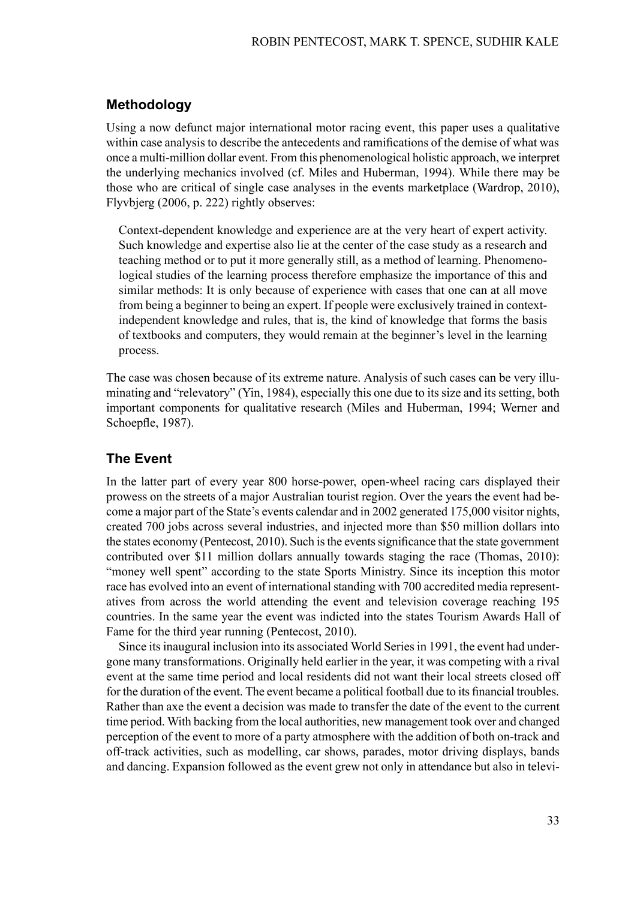## Methodology

Using a now defunct major international motor racing event, this paper uses a qualitative within case analysis to describe the antecedents and ramifications of the demise of what was once a multi-million dollar event. From this phenomenological holistic approach, we interpret the underlying mechanics involved (cf. Miles and Huberman, 1994). While there may be those who are critical of single case analyses in the events marketplace (Wardrop, 2010), Flyvbjerg (2006, p. 222) rightly observes:

> Context-dependent knowledge and experience are at the very heart of expert activity. Such knowledge and expertise also lie at the center of the case study as a research and teaching method or to put it more generally still, as a method of learning. Phenomenological studies of the learning process therefore emphasize the importance of this and similar methods: It is only because of experience with cases that one can at all move from being a beginner to being an expert. If people were exclusively trained in context-independent knowledge and rules, that is, the kind of knowledge that forms the basis of textbooks and computers, they would remain at the beginner's level in the learning process.

The case was chosen because of its extreme nature. Analysis of such cases can be very illuminating and "relevatory" (Yin, 1984), especially this one due to its size and its setting, both important components for qualitative research (Miles and Huberman, 1994; Werner and Schoepfle, 1987).

## The Event

In the latter part of every year 800 horse-power, open-wheel racing cars displayed their prowess on the streets of a major Australian tourist region. Over the years the event had become a major part of the State's events calendar and in 2002 generated 175,000 visitor nights, created 700 jobs across several industries, and injected more than $50 million dollars into the states economy (Pentecost, 2010). Such is the events significance that the state government contributed over $11 million dollars annually towards staging the race (Thomas, 2010): "money well spent" according to the state Sports Ministry. Since its inception this motor race has evolved into an event of international standing with 700 accredited media representatives from across the world attending the event and television coverage reaching 195 countries. In the same year the event was indicted into the states Tourism Awards Hall of Fame for the third year running (Pentecost, 2010).

Since its inaugural inclusion into its associated World Series in 1991, the event had undergone many transformations. Originally held earlier in the year, it was competing with a rival event at the same time period and local residents did not want their local streets closed off for the duration of the event. The event became a political football due to its financial troubles. Rather than axe the event a decision was made to transfer the date of the event to the current time period. With backing from the local authorities, new management took over and changed perception of the event to more of a party atmosphere with the addition of both on-track and off-track activities, such as modelling, car shows, parades, motor driving displays, bands and dancing. Expansion followed as the event grew not only in attendance but also in televi-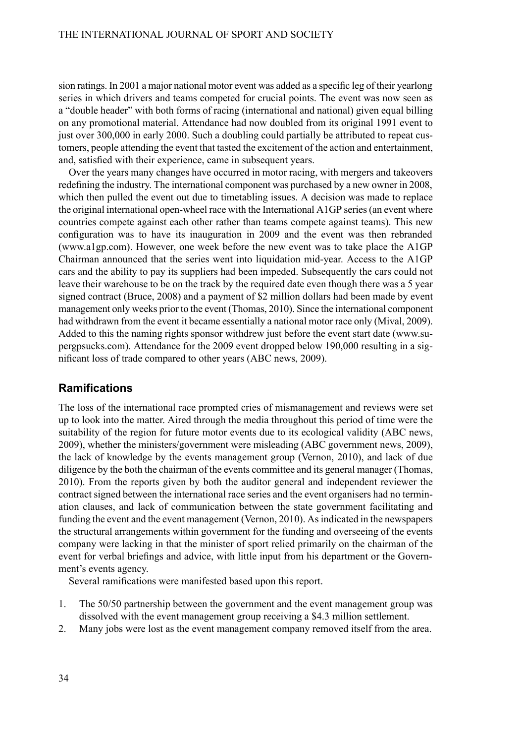sion ratings. In 2001 a major national motor event was added as a specific leg of their yearlong series in which drivers and teams competed for crucial points. The event was now seen as a "double header" with both forms of racing (international and national) given equal billing on any promotional material. Attendance had now doubled from its original 1991 event to just over 300,000 in early 2000. Such a doubling could partially be attributed to repeat customers, people attending the event that tasted the excitement of the action and entertainment, and, satisfied with their experience, came in subsequent years.

Over the years many changes have occurred in motor racing, with mergers and takeovers redefining the industry. The international component was purchased by a new owner in 2008, which then pulled the event out due to timetabling issues. A decision was made to replace the original international open-wheel race with the International A1GP series (an event where countries compete against each other rather than teams compete against teams). This new configuration was to have its inauguration in 2009 and the event was then rebranded (www.a1gp.com). However, one week before the new event was to take place the A1GP Chairman announced that the series went into liquidation mid-year. Access to the A1GP cars and the ability to pay its suppliers had been impeded. Subsequently the cars could not leave their warehouse to be on the track by the required date even though there was a 5 year signed contract (Bruce, 2008) and a payment of $2 million dollars had been made by event management only weeks prior to the event (Thomas, 2010). Since the international component had withdrawn from the event it became essentially a national motor race only (Mival, 2009). Added to this the naming rights sponsor withdrew just before the event start date (www.supergpsucks.com). Attendance for the 2009 event dropped below 190,000 resulting in a significant loss of trade compared to other years (ABC news, 2009).

## Ramifications

The loss of the international race prompted cries of mismanagement and reviews were set up to look into the matter. Aired through the media throughout this period of time were the suitability of the region for future motor events due to its ecological validity (ABC news, 2009), whether the ministers/government were misleading (ABC government news, 2009), the lack of knowledge by the events management group (Vernon, 2010), and lack of due diligence by the both the chairman of the events committee and its general manager (Thomas, 2010). From the reports given by both the auditor general and independent reviewer the contract signed between the international race series and the event organisers had no termination clauses, and lack of communication between the state government facilitating and funding the event and the event management (Vernon, 2010). As indicated in the newspapers the structural arrangements within government for the funding and overseeing of the events company were lacking in that the minister of sport relied primarily on the chairman of the event for verbal briefings and advice, with little input from his department or the Government's events agency.

Several ramifications were manifested based upon this report.

1. The 50/50 partnership between the government and the event management group was dissolved with the event management group receiving a $4.3 million settlement.
2. Many jobs were lost as the event management company removed itself from the area.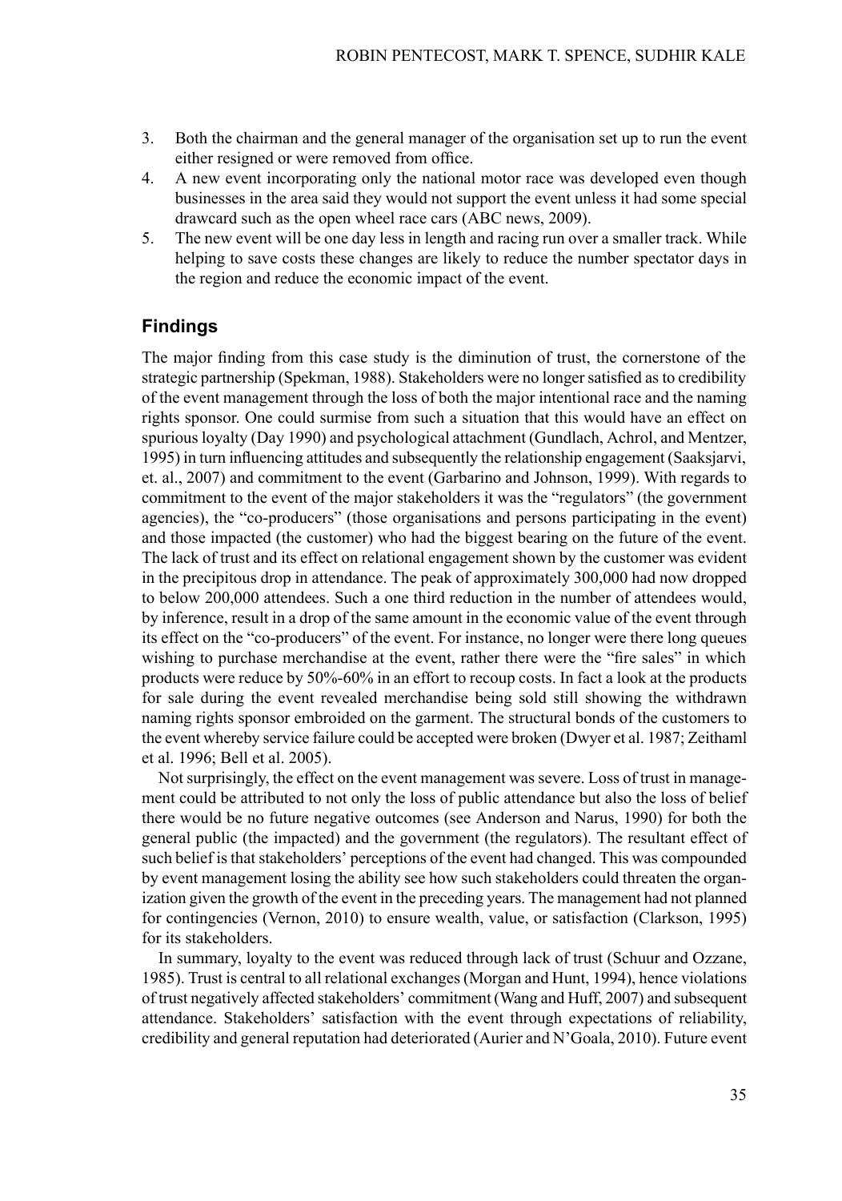3. Both the chairman and the general manager of the organisation set up to run the event either resigned or were removed from office.
4. A new event incorporating only the national motor race was developed even though businesses in the area said they would not support the event unless it had some special drawcard such as the open wheel race cars (ABC news, 2009).
5. The new event will be one day less in length and racing run over a smaller track. While helping to save costs these changes are likely to reduce the number spectator days in the region and reduce the economic impact of the event.

## Findings

The major finding from this case study is the diminution of trust, the cornerstone of the strategic partnership (Spekman, 1988). Stakeholders were no longer satisfied as to credibility of the event management through the loss of both the major intentional race and the naming rights sponsor. One could surmise from such a situation that this would have an effect on spurious loyalty (Day 1990) and psychological attachment (Gundlach, Achrol, and Mentzer, 1995) in turn influencing attitudes and subsequently the relationship engagement (Saaksjarvi, et. al., 2007) and commitment to the event (Garbarino and Johnson, 1999). With regards to commitment to the event of the major stakeholders it was the "regulators" (the government agencies), the "co-producers" (those organisations and persons participating in the event) and those impacted (the customer) who had the biggest bearing on the future of the event. The lack of trust and its effect on relational engagement shown by the customer was evident in the precipitous drop in attendance. The peak of approximately 300,000 had now dropped to below 200,000 attendees. Such a one third reduction in the number of attendees would, by inference, result in a drop of the same amount in the economic value of the event through its effect on the "co-producers" of the event. For instance, no longer were there long queues wishing to purchase merchandise at the event, rather there were the "fire sales" in which products were reduce by 50%-60% in an effort to recoup costs. In fact a look at the products for sale during the event revealed merchandise being sold still showing the withdrawn naming rights sponsor embroided on the garment. The structural bonds of the customers to the event whereby service failure could be accepted were broken (Dwyer et al. 1987; Zeithaml et al. 1996; Bell et al. 2005).

Not surprisingly, the effect on the event management was severe. Loss of trust in management could be attributed to not only the loss of public attendance but also the loss of belief there would be no future negative outcomes (see Anderson and Narus, 1990) for both the general public (the impacted) and the government (the regulators). The resultant effect of such belief is that stakeholders' perceptions of the event had changed. This was compounded by event management losing the ability see how such stakeholders could threaten the organization given the growth of the event in the preceding years. The management had not planned for contingencies (Vernon, 2010) to ensure wealth, value, or satisfaction (Clarkson, 1995) for its stakeholders.

In summary, loyalty to the event was reduced through lack of trust (Schuur and Ozzane, 1985). Trust is central to all relational exchanges (Morgan and Hunt, 1994), hence violations of trust negatively affected stakeholders' commitment (Wang and Huff, 2007) and subsequent attendance. Stakeholders' satisfaction with the event through expectations of reliability, credibility and general reputation had deteriorated (Aurier and N'Goala, 2010). Future event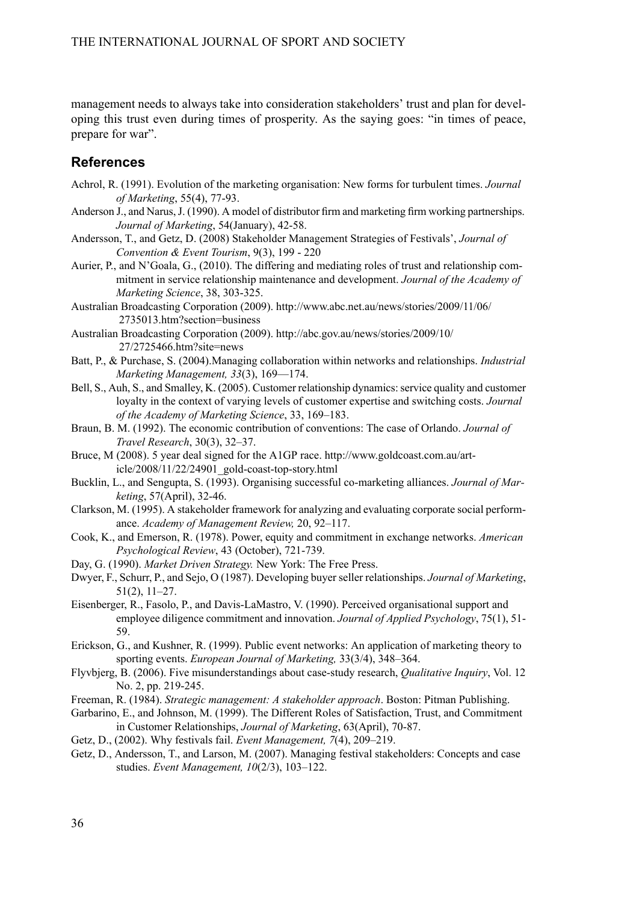management needs to always take into consideration stakeholders' trust and plan for developing this trust even during times of prosperity. As the saying goes: "in times of peace, prepare for war".

## References

Achrol, R. (1991). Evolution of the marketing organisation: New forms for turbulent times. *Journal of Marketing*, 55(4), 77-93.

Anderson J., and Narus, J. (1990). A model of distributor firm and marketing firm working partnerships. *Journal of Marketing*, 54(January), 42-58.

Andersson, T., and Getz, D. (2008) Stakeholder Management Strategies of Festivals', *Journal of Convention & Event Tourism*, 9(3), 199 - 220

Aurier, P., and N'Goala, G., (2010). The differing and mediating roles of trust and relationship commitment in service relationship maintenance and development. *Journal of the Academy of Marketing Science*, 38, 303-325.

Australian Broadcasting Corporation (2009). http://www.abc.net.au/news/stories/2009/11/06/2735013.htm?section=business

Australian Broadcasting Corporation (2009). http://abc.gov.au/news/stories/2009/10/27/2725466.htm?site=news

Batt, P., & Purchase, S. (2004).Managing collaboration within networks and relationships. *Industrial Marketing Management, 33*(3), 169—174.

Bell, S., Auh, S., and Smalley, K. (2005). Customer relationship dynamics: service quality and customer loyalty in the context of varying levels of customer expertise and switching costs. *Journal of the Academy of Marketing Science*, 33, 169–183.

Braun, B. M. (1992). The economic contribution of conventions: The case of Orlando. *Journal of Travel Research*, 30(3), 32–37.

Bruce, M (2008). 5 year deal signed for the A1GP race. http://www.goldcoast.com.au/article/2008/11/22/24901_gold-coast-top-story.html

Bucklin, L., and Sengupta, S. (1993). Organising successful co-marketing alliances. *Journal of Marketing*, 57(April), 32-46.

Clarkson, M. (1995). A stakeholder framework for analyzing and evaluating corporate social performance. *Academy of Management Review,* 20, 92–117.

Cook, K., and Emerson, R. (1978). Power, equity and commitment in exchange networks. *American Psychological Review*, 43 (October), 721-739.

Day, G. (1990). *Market Driven Strategy.* New York: The Free Press.

Dwyer, F., Schurr, P., and Sejo, O (1987). Developing buyer seller relationships. *Journal of Marketing*, 51(2), 11–27.

Eisenberger, R., Fasolo, P., and Davis-LaMastro, V. (1990). Perceived organisational support and employee diligence commitment and innovation. *Journal of Applied Psychology*, 75(1), 51-59.

Erickson, G., and Kushner, R. (1999). Public event networks: An application of marketing theory to sporting events. *European Journal of Marketing,* 33(3/4), 348–364.

Flyvbjerg, B. (2006). Five misunderstandings about case-study research, *Qualitative Inquiry*, Vol. 12 No. 2, pp. 219-245.

Freeman, R. (1984). *Strategic management: A stakeholder approach*. Boston: Pitman Publishing.

Garbarino, E., and Johnson, M. (1999). The Different Roles of Satisfaction, Trust, and Commitment in Customer Relationships, *Journal of Marketing*, 63(April), 70-87.

Getz, D., (2002). Why festivals fail. *Event Management, 7*(4), 209–219.

Getz, D., Andersson, T., and Larson, M. (2007). Managing festival stakeholders: Concepts and case studies. *Event Management, 10*(2/3), 103–122.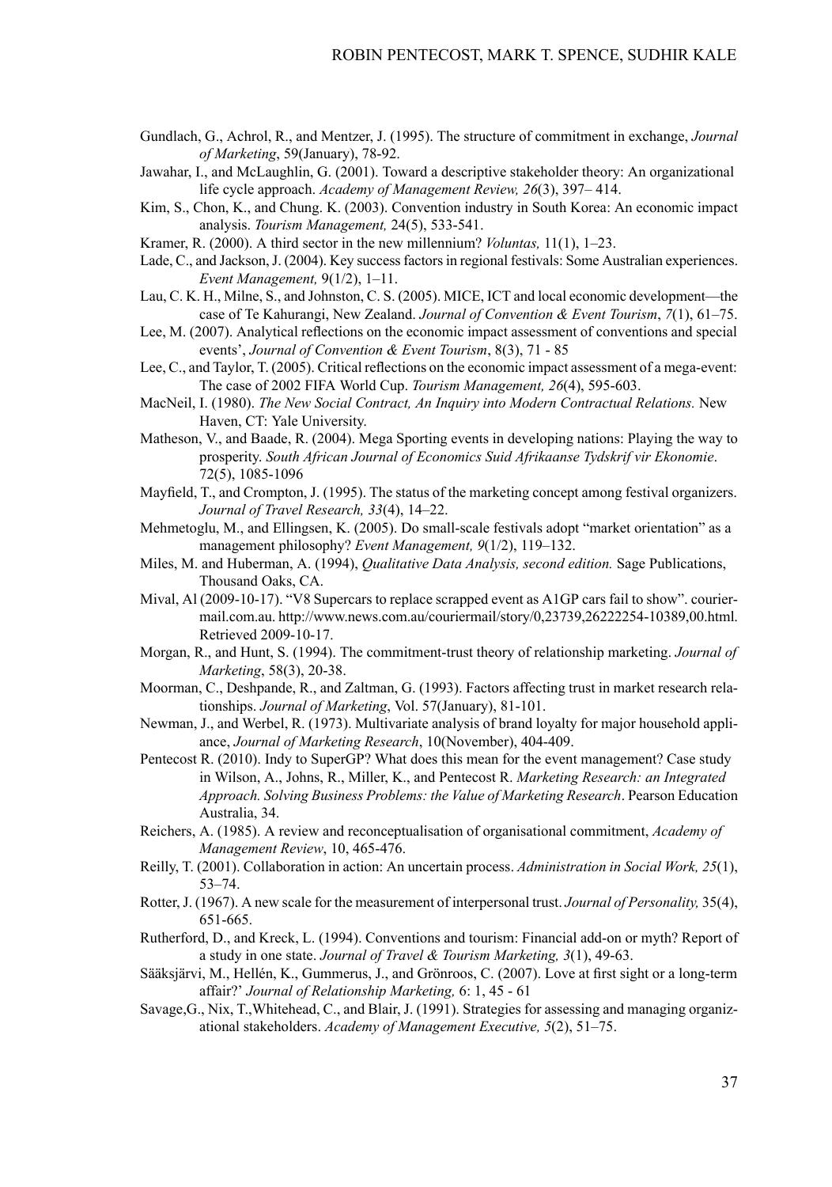Gundlach, G., Achrol, R., and Mentzer, J. (1995). The structure of commitment in exchange, *Journal of Marketing*, 59(January), 78-92.

Jawahar, I., and McLaughlin, G. (2001). Toward a descriptive stakeholder theory: An organizational life cycle approach. *Academy of Management Review, 26*(3), 397– 414.

Kim, S., Chon, K., and Chung. K. (2003). Convention industry in South Korea: An economic impact analysis. *Tourism Management,* 24(5), 533-541.

Kramer, R. (2000). A third sector in the new millennium? *Voluntas,* 11(1), 1–23.

Lade, C., and Jackson, J. (2004). Key success factors in regional festivals: Some Australian experiences. *Event Management,* 9(1/2), 1–11.

Lau, C. K. H., Milne, S., and Johnston, C. S. (2005). MICE, ICT and local economic development—the case of Te Kahurangi, New Zealand. *Journal of Convention & Event Tourism*, *7*(1), 61–75.

Lee, M. (2007). Analytical reflections on the economic impact assessment of conventions and special events', *Journal of Convention & Event Tourism*, 8(3), 71 - 85

Lee, C., and Taylor, T. (2005). Critical reflections on the economic impact assessment of a mega-event: The case of 2002 FIFA World Cup. *Tourism Management, 26*(4), 595-603.

MacNeil, I. (1980). *The New Social Contract, An Inquiry into Modern Contractual Relations.* New Haven, CT: Yale University.

Matheson, V., and Baade, R. (2004). Mega Sporting events in developing nations: Playing the way to prosperity. *South African Journal of Economics Suid Afrikaanse Tydskrif vir Ekonomie*. 72(5), 1085-1096

Mayfield, T., and Crompton, J. (1995). The status of the marketing concept among festival organizers. *Journal of Travel Research, 33*(4), 14–22.

Mehmetoglu, M., and Ellingsen, K. (2005). Do small-scale festivals adopt "market orientation" as a management philosophy? *Event Management, 9*(1/2), 119–132.

Miles, M. and Huberman, A. (1994), *Qualitative Data Analysis, second edition.* Sage Publications, Thousand Oaks, CA.

Mival, Al (2009-10-17). "V8 Supercars to replace scrapped event as A1GP cars fail to show". couriermail.com.au. http://www.news.com.au/couriermail/story/0,23739,26222254-10389,00.html. Retrieved 2009-10-17.

Morgan, R., and Hunt, S. (1994). The commitment-trust theory of relationship marketing. *Journal of Marketing*, 58(3), 20-38.

Moorman, C., Deshpande, R., and Zaltman, G. (1993). Factors affecting trust in market research relationships. *Journal of Marketing*, Vol. 57(January), 81-101.

Newman, J., and Werbel, R. (1973). Multivariate analysis of brand loyalty for major household appliance, *Journal of Marketing Research*, 10(November), 404-409.

Pentecost R. (2010). Indy to SuperGP? What does this mean for the event management? Case study in Wilson, A., Johns, R., Miller, K., and Pentecost R. *Marketing Research: an Integrated Approach. Solving Business Problems: the Value of Marketing Research*. Pearson Education Australia, 34.

Reichers, A. (1985). A review and reconceptualisation of organisational commitment, *Academy of Management Review*, 10, 465-476.

Reilly, T. (2001). Collaboration in action: An uncertain process. *Administration in Social Work, 25*(1), 53–74.

Rotter, J. (1967). A new scale for the measurement of interpersonal trust. *Journal of Personality,* 35(4), 651-665.

Rutherford, D., and Kreck, L. (1994). Conventions and tourism: Financial add-on or myth? Report of a study in one state. *Journal of Travel & Tourism Marketing, 3*(1), 49-63.

Sääksjärvi, M., Hellén, K., Gummerus, J., and Grönroos, C. (2007). Love at first sight or a long-term affair?' *Journal of Relationship Marketing,* 6: 1, 45 - 61

Savage,G., Nix, T.,Whitehead, C., and Blair, J. (1991). Strategies for assessing and managing organizational stakeholders. *Academy of Management Executive, 5*(2), 51–75.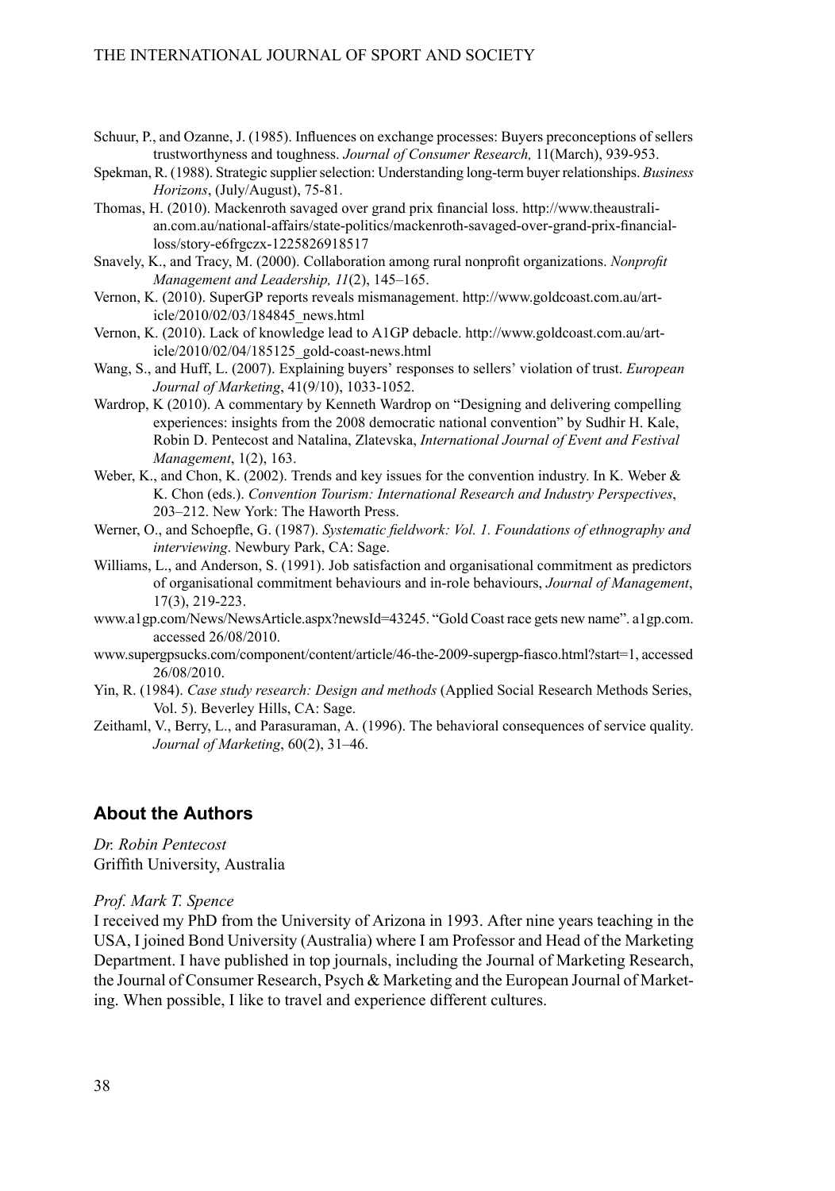Schuur, P., and Ozanne, J. (1985). Influences on exchange processes: Buyers preconceptions of sellers trustworthyness and toughness. *Journal of Consumer Research,* 11(March), 939-953.

Spekman, R. (1988). Strategic supplier selection: Understanding long-term buyer relationships. *Business Horizons*, (July/August), 75-81.

Thomas, H. (2010). Mackenroth savaged over grand prix financial loss. http://www.theaustralian.com.au/national-affairs/state-politics/mackenroth-savaged-over-grand-prix-financial-loss/story-e6frgczx-1225826918517

Snavely, K., and Tracy, M. (2000). Collaboration among rural nonprofit organizations. *Nonprofit Management and Leadership, 11*(2), 145–165.

Vernon, K. (2010). SuperGP reports reveals mismanagement. http://www.goldcoast.com.au/article/2010/02/03/184845_news.html

Vernon, K. (2010). Lack of knowledge lead to A1GP debacle. http://www.goldcoast.com.au/article/2010/02/04/185125_gold-coast-news.html

Wang, S., and Huff, L. (2007). Explaining buyers' responses to sellers' violation of trust. *European Journal of Marketing*, 41(9/10), 1033-1052.

Wardrop, K (2010). A commentary by Kenneth Wardrop on "Designing and delivering compelling experiences: insights from the 2008 democratic national convention" by Sudhir H. Kale, Robin D. Pentecost and Natalina, Zlatevska, *International Journal of Event and Festival Management*, 1(2), 163.

Weber, K., and Chon, K. (2002). Trends and key issues for the convention industry. In K. Weber & K. Chon (eds.). *Convention Tourism: International Research and Industry Perspectives*, 203–212. New York: The Haworth Press.

Werner, O., and Schoepfle, G. (1987). *Systematic fieldwork: Vol. 1. Foundations of ethnography and interviewing*. Newbury Park, CA: Sage.

Williams, L., and Anderson, S. (1991). Job satisfaction and organisational commitment as predictors of organisational commitment behaviours and in-role behaviours, *Journal of Management*, 17(3), 219-223.

www.a1gp.com/News/NewsArticle.aspx?newsId=43245. "Gold Coast race gets new name". a1gp.com. accessed 26/08/2010.

www.supergpsucks.com/component/content/article/46-the-2009-supergp-fiasco.html?start=1, accessed 26/08/2010.

Yin, R. (1984). *Case study research: Design and methods* (Applied Social Research Methods Series, Vol. 5). Beverley Hills, CA: Sage.

Zeithaml, V., Berry, L., and Parasuraman, A. (1996). The behavioral consequences of service quality. *Journal of Marketing*, 60(2), 31–46.

## About the Authors

*Dr. Robin Pentecost*
Griffith University, Australia

*Prof. Mark T. Spence*
I received my PhD from the University of Arizona in 1993. After nine years teaching in the USA, I joined Bond University (Australia) where I am Professor and Head of the Marketing Department. I have published in top journals, including the Journal of Marketing Research, the Journal of Consumer Research, Psych & Marketing and the European Journal of Marketing. When possible, I like to travel and experience different cultures.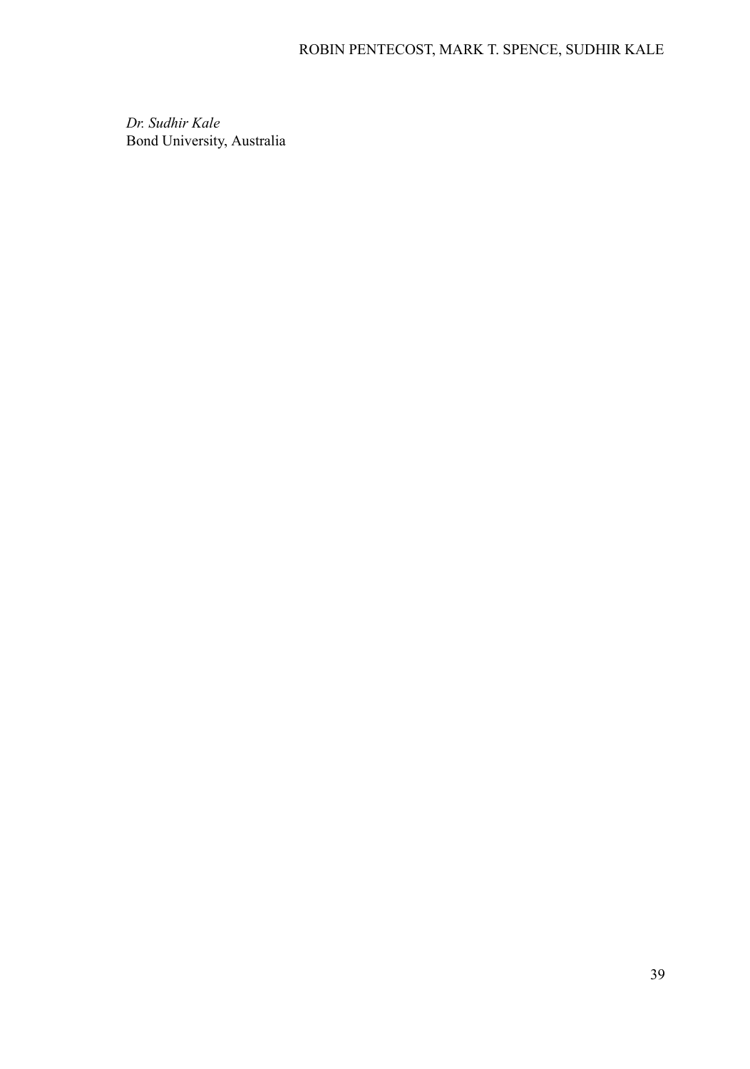*Dr. Sudhir Kale*
Bond University, Australia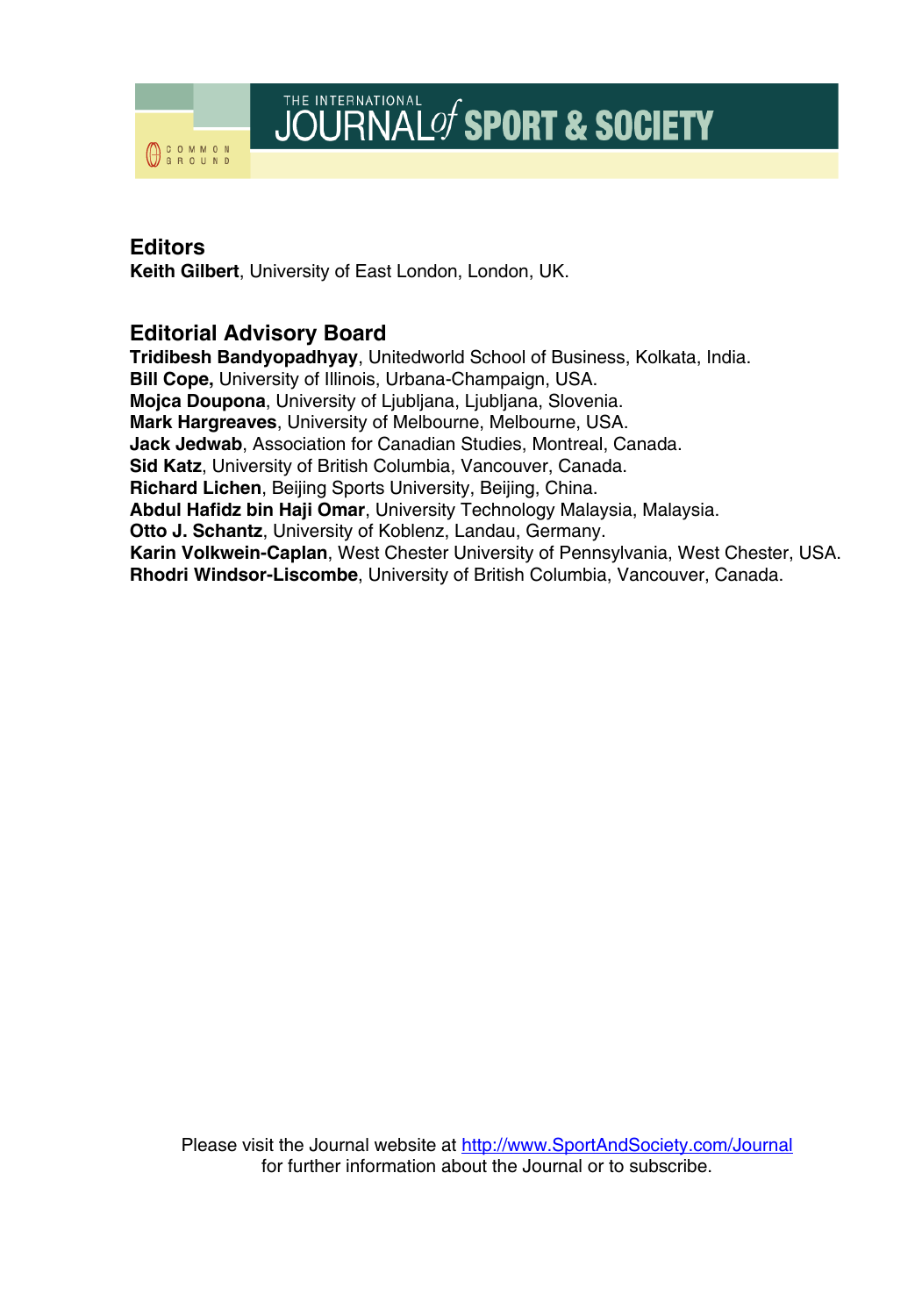THE INTERNATIONAL JOURNAL *of* SPORT & SOCIETY

COMMON GROUND

## Editors

**Keith Gilbert**, University of East London, London, UK.

## Editorial Advisory Board

**Tridibesh Bandyopadhyay**, Unitedworld School of Business, Kolkata, India.
**Bill Cope,** University of Illinois, Urbana-Champaign, USA.
**Mojca Doupona**, University of Ljubljana, Ljubljana, Slovenia.
**Mark Hargreaves**, University of Melbourne, Melbourne, USA.
**Jack Jedwab**, Association for Canadian Studies, Montreal, Canada.
**Sid Katz**, University of British Columbia, Vancouver, Canada.
**Richard Lichen**, Beijing Sports University, Beijing, China.
**Abdul Hafidz bin Haji Omar**, University Technology Malaysia, Malaysia.
**Otto J. Schantz**, University of Koblenz, Landau, Germany.
**Karin Volkwein-Caplan**, West Chester University of Pennsylvania, West Chester, USA.
**Rhodri Windsor-Liscombe**, University of British Columbia, Vancouver, Canada.

Please visit the Journal website at [http://www.SportAndSociety.com/Journal](http://www.SportAndSociety.com/Journal) for further information about the Journal or to subscribe.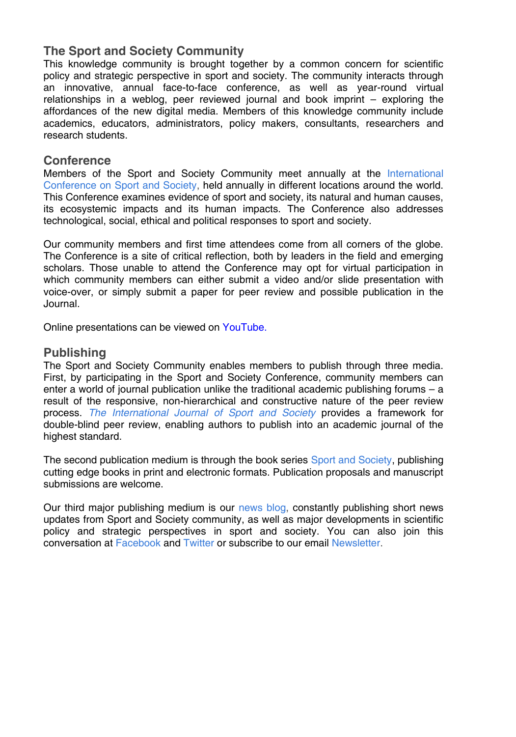## The Sport and Society Community

This knowledge community is brought together by a common concern for scientific policy and strategic perspective in sport and society. The community interacts through an innovative, annual face-to-face conference, as well as year-round virtual relationships in a weblog, peer reviewed journal and book imprint – exploring the affordances of the new digital media. Members of this knowledge community include academics, educators, administrators, policy makers, consultants, researchers and research students.

## Conference

Members of the Sport and Society Community meet annually at the International Conference on Sport and Society, held annually in different locations around the world. This Conference examines evidence of sport and society, its natural and human causes, its ecosystemic impacts and its human impacts. The Conference also addresses technological, social, ethical and political responses to sport and society.

Our community members and first time attendees come from all corners of the globe. The Conference is a site of critical reflection, both by leaders in the field and emerging scholars. Those unable to attend the Conference may opt for virtual participation in which community members can either submit a video and/or slide presentation with voice-over, or simply submit a paper for peer review and possible publication in the Journal.

Online presentations can be viewed on YouTube.

## Publishing

The Sport and Society Community enables members to publish through three media. First, by participating in the Sport and Society Conference, community members can enter a world of journal publication unlike the traditional academic publishing forums – a result of the responsive, non-hierarchical and constructive nature of the peer review process. *The International Journal of Sport and Society* provides a framework for double-blind peer review, enabling authors to publish into an academic journal of the highest standard.

The second publication medium is through the book series Sport and Society, publishing cutting edge books in print and electronic formats. Publication proposals and manuscript submissions are welcome.

Our third major publishing medium is our news blog, constantly publishing short news updates from Sport and Society community, as well as major developments in scientific policy and strategic perspectives in sport and society. You can also join this conversation at Facebook and Twitter or subscribe to our email Newsletter.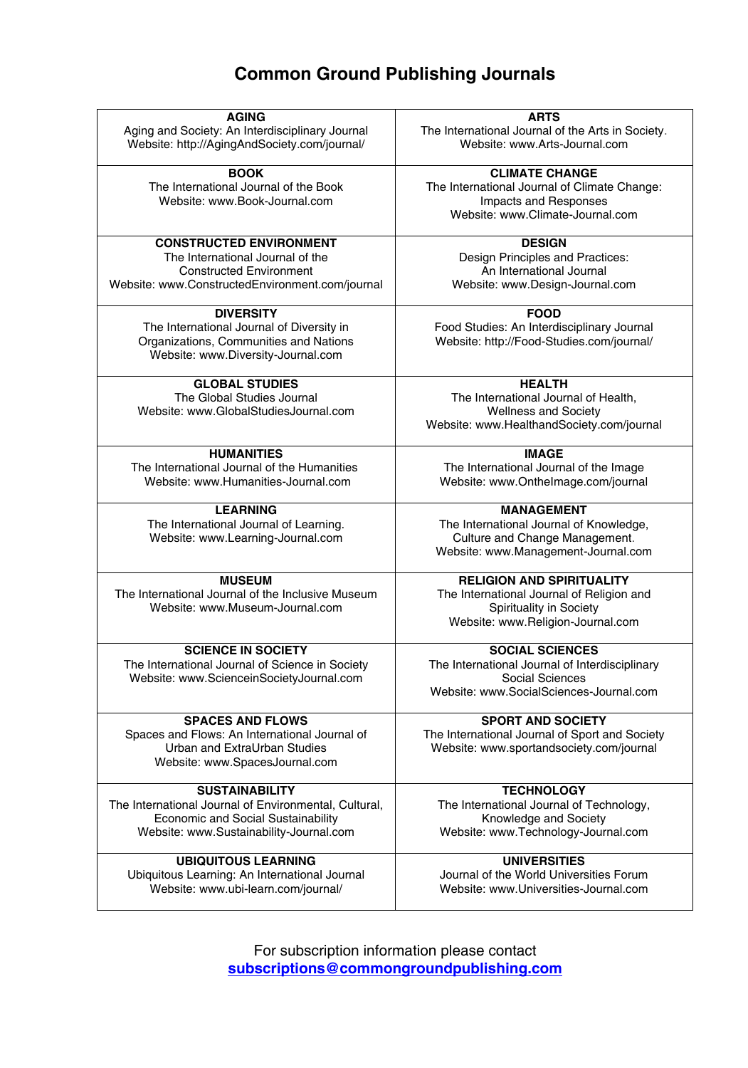# Common Ground Publishing Journals

| | |
|---|---|
| **AGING**<br>Aging and Society: An Interdisciplinary Journal<br>Website: http://AgingAndSociety.com/journal/ | **ARTS**<br>The International Journal of the Arts in Society.<br>Website: www.Arts-Journal.com |
| **BOOK**<br>The International Journal of the Book<br>Website: www.Book-Journal.com | **CLIMATE CHANGE**<br>The International Journal of Climate Change: Impacts and Responses<br>Website: www.Climate-Journal.com |
| **CONSTRUCTED ENVIRONMENT**<br>The International Journal of the Constructed Environment<br>Website: www.ConstructedEnvironment.com/journal | **DESIGN**<br>Design Principles and Practices: An International Journal<br>Website: www.Design-Journal.com |
| **DIVERSITY**<br>The International Journal of Diversity in Organizations, Communities and Nations<br>Website: www.Diversity-Journal.com | **FOOD**<br>Food Studies: An Interdisciplinary Journal<br>Website: http://Food-Studies.com/journal/ |
| **GLOBAL STUDIES**<br>The Global Studies Journal<br>Website: www.GlobalStudiesJournal.com | **HEALTH**<br>The International Journal of Health, Wellness and Society<br>Website: www.HealthandSociety.com/journal |
| **HUMANITIES**<br>The International Journal of the Humanities<br>Website: www.Humanities-Journal.com | **IMAGE**<br>The International Journal of the Image<br>Website: www.OntheImage.com/journal |
| **LEARNING**<br>The International Journal of Learning.<br>Website: www.Learning-Journal.com | **MANAGEMENT**<br>The International Journal of Knowledge, Culture and Change Management.<br>Website: www.Management-Journal.com |
| **MUSEUM**<br>The International Journal of the Inclusive Museum<br>Website: www.Museum-Journal.com | **RELIGION AND SPIRITUALITY**<br>The International Journal of Religion and Spirituality in Society<br>Website: www.Religion-Journal.com |
| **SCIENCE IN SOCIETY**<br>The International Journal of Science in Society<br>Website: www.ScienceinSocietyJournal.com | **SOCIAL SCIENCES**<br>The International Journal of Interdisciplinary Social Sciences<br>Website: www.SocialSciences-Journal.com |
| **SPACES AND FLOWS**<br>Spaces and Flows: An International Journal of Urban and ExtraUrban Studies<br>Website: www.SpacesJournal.com | **SPORT AND SOCIETY**<br>The International Journal of Sport and Society<br>Website: www.sportandsociety.com/journal |
| **SUSTAINABILITY**<br>The International Journal of Environmental, Cultural, Economic and Social Sustainability<br>Website: www.Sustainability-Journal.com | **TECHNOLOGY**<br>The International Journal of Technology, Knowledge and Society<br>Website: www.Technology-Journal.com |
| **UBIQUITOUS LEARNING**<br>Ubiquitous Learning: An International Journal<br>Website: www.ubi-learn.com/journal/ | **UNIVERSITIES**<br>Journal of the World Universities Forum<br>Website: www.Universities-Journal.com |

For subscription information please contact
**subscriptions@commongroundpublishing.com**